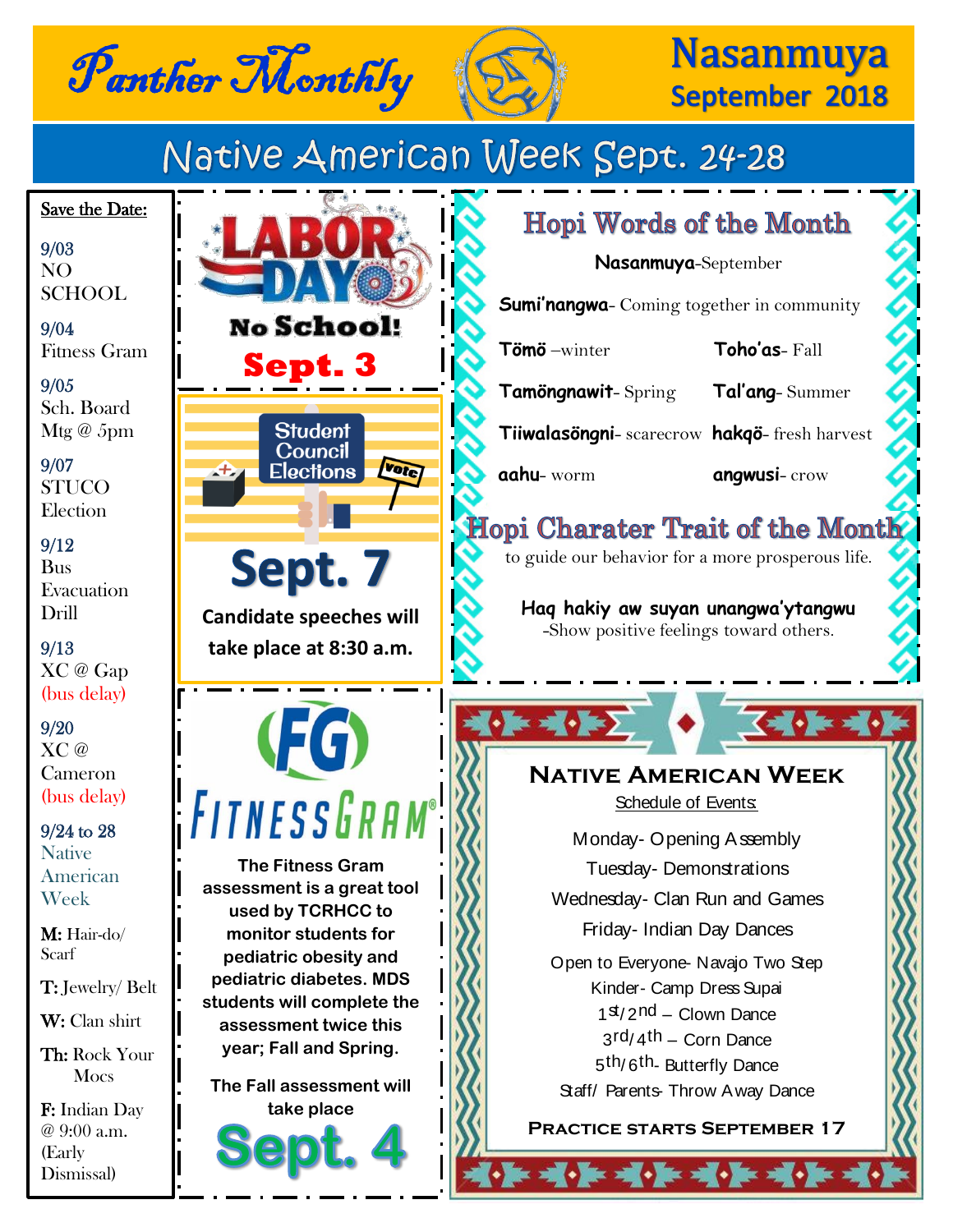# Panther Monthly

**Nasanmuya**
**September 2018**

## Native American Week Sept. 24-28

**Save the Date:**

9/03
NO SCHOOL

9/04
Fitness Gram

9/05
Sch. Board Mtg @ 5pm

9/07
STUCO Election

9/12
Bus Evacuation Drill

9/13
XC @ Gap
(bus delay)

9/20
XC @ Cameron
(bus delay)

9/24 to 28
Native American Week

**M:** Hair-do/ Scarf

**T:** Jewelry/ Belt

**W:** Clan shirt

**Th:** Rock Your Mocs

**F:** Indian Day @ 9:00 a.m. (Early Dismissal)

---

**LABOR DAY**
**No School!**
**Sept. 3**

---

**Student Council Elections**
**Sept. 7**
**Candidate speeches will take place at 8:30 a.m.**

---

**FITNESSGRAM**

**The Fitness Gram assessment is a great tool used by TCRHCC to monitor students for pediatric obesity and pediatric diabetes. MDS students will complete the assessment twice this year; Fall and Spring.**

**The Fall assessment will take place**
**Sept. 4**

---

## Hopi Words of the Month

**Nasanmuya**-September

**Sumi'nangwa**- Coming together in community

| | |
|---|---|
| **Tömö** –winter | **Toho'as**- Fall |
| **Tamöngnawit**- Spring | **Tal'ang**- Summer |
| **Tiiwalasöngni**- scarecrow | **hakqö**- fresh harvest |
| **aahu**- worm | **angwusi**- crow |

## Hopi Charater Trait of the Month

to guide our behavior for a more prosperous life.

**Haq hakiy aw suyan unangwa'ytangwu**
-Show positive feelings toward others.

---

## Native American Week

Schedule of Events:

Monday- Opening Assembly
Tuesday- Demonstrations
Wednesday- Clan Run and Games
Friday- Indian Day Dances

Open to Everyone- Navajo Two Step
Kinder- Camp Dress Supai
1st/2nd – Clown Dance
3rd/4th – Corn Dance
5th/6th- Butterfly Dance
Staff/ Parents- Throw Away Dance

**Practice starts September 17**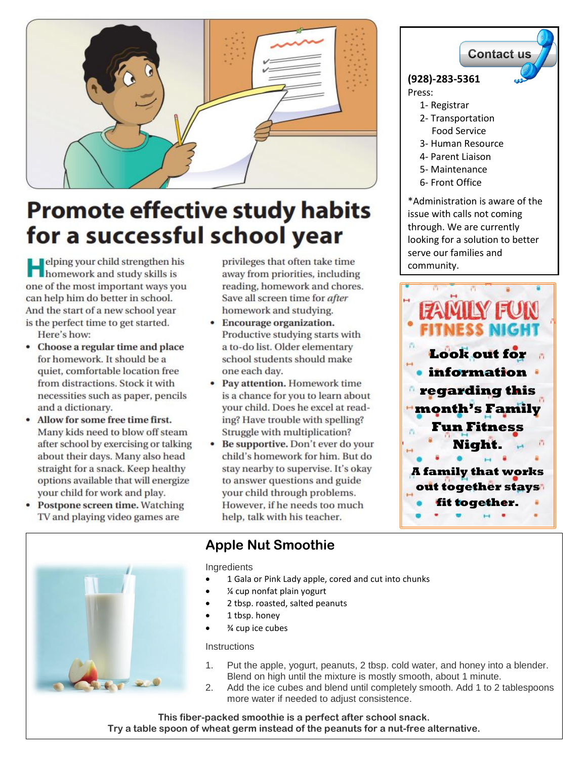# Promote effective study habits for a successful school year

Helping your child strengthen his homework and study skills is one of the most important ways you can help him do better in school. And the start of a new school year is the perfect time to get started.

Here's how:

- **Choose a regular time and place** for homework. It should be a quiet, comfortable location free from distractions. Stock it with necessities such as paper, pencils and a dictionary.
- **Allow for some free time first.** Many kids need to blow off steam after school by exercising or talking about their days. Many also head straight for a snack. Keep healthy options available that will energize your child for work and play.
- **Postpone screen time.** Watching TV and playing video games are privileges that often take time away from priorities, including reading, homework and chores. Save all screen time for *after* homework and studying.
- **Encourage organization.** Productive studying starts with a to-do list. Older elementary school students should make one each day.
- **Pay attention.** Homework time is a chance for you to learn about your child. Does he excel at reading? Have trouble with spelling? Struggle with multiplication?
- **Be supportive.** Don't ever do your child's homework for him. But do stay nearby to supervise. It's okay to answer questions and guide your child through problems. However, if he needs too much help, talk with his teacher.

## Contact us

**(928)-283-5361**

Press:

1- Registrar
2- Transportation
Food Service
3- Human Resource
4- Parent Liaison
5- Maintenance
6- Front Office

*Administration is aware of the issue with calls not coming through. We are currently looking for a solution to better serve our families and community.

## FAMILY FUN FITNESS NIGHT

**Look out for information regarding this month's Family Fun Fitness Night.**

**A family that works out together stays fit together.**

## Apple Nut Smoothie

Ingredients

- 1 Gala or Pink Lady apple, cored and cut into chunks
- ¼ cup nonfat plain yogurt
- 2 tbsp. roasted, salted peanuts
- 1 tbsp. honey
- ¾ cup ice cubes

Instructions

1. Put the apple, yogurt, peanuts, 2 tbsp. cold water, and honey into a blender. Blend on high until the mixture is mostly smooth, about 1 minute.
2. Add the ice cubes and blend until completely smooth. Add 1 to 2 tablespoons more water if needed to adjust consistence.

**This fiber-packed smoothie is a perfect after school snack.**
**Try a table spoon of wheat germ instead of the peanuts for a nut-free alternative.**